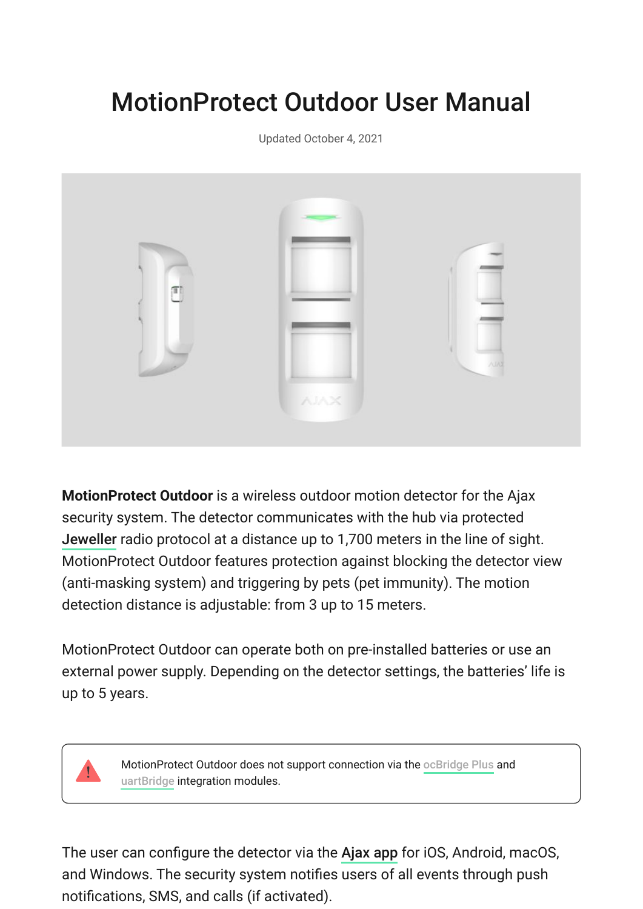# MotionProtect Outdoor User Manual

Updated October 4, 2021

**MotionProtect Outdoor** is a wireless outdoor motion detector for the Ajax security system. The detector communicates with the hub via protected **Jeweller** radio protocol at a distance up to 1,700 meters in the line of sight. MotionProtect Outdoor features protection against blocking the detector view (anti-masking system) and triggering by pets (pet immunity). The motion detection distance is adjustable: from 3 up to 15 meters.

MotionProtect Outdoor can operate both on pre-installed batteries or use an external power supply. Depending on the detector settings, the batteries' life is up to 5 years.

> MotionProtect Outdoor does not support connection via the ocBridge Plus and uartBridge integration modules.

The user can configure the detector via the **Ajax app** for iOS, Android, macOS, and Windows. The security system notifies users of all events through push notifications, SMS, and calls (if activated).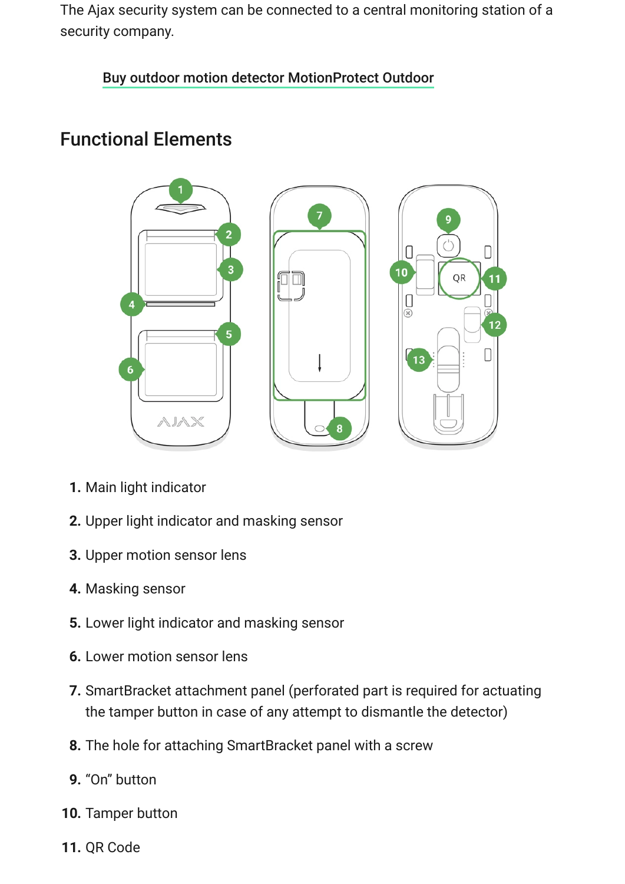The Ajax security system can be connected to a central monitoring station of a security company.

Buy outdoor motion detector MotionProtect Outdoor

## Functional Elements

1. Main light indicator
2. Upper light indicator and masking sensor
3. Upper motion sensor lens
4. Masking sensor
5. Lower light indicator and masking sensor
6. Lower motion sensor lens
7. SmartBracket attachment panel (perforated part is required for actuating the tamper button in case of any attempt to dismantle the detector)
8. The hole for attaching SmartBracket panel with a screw
9. “On” button
10. Tamper button
11. QR Code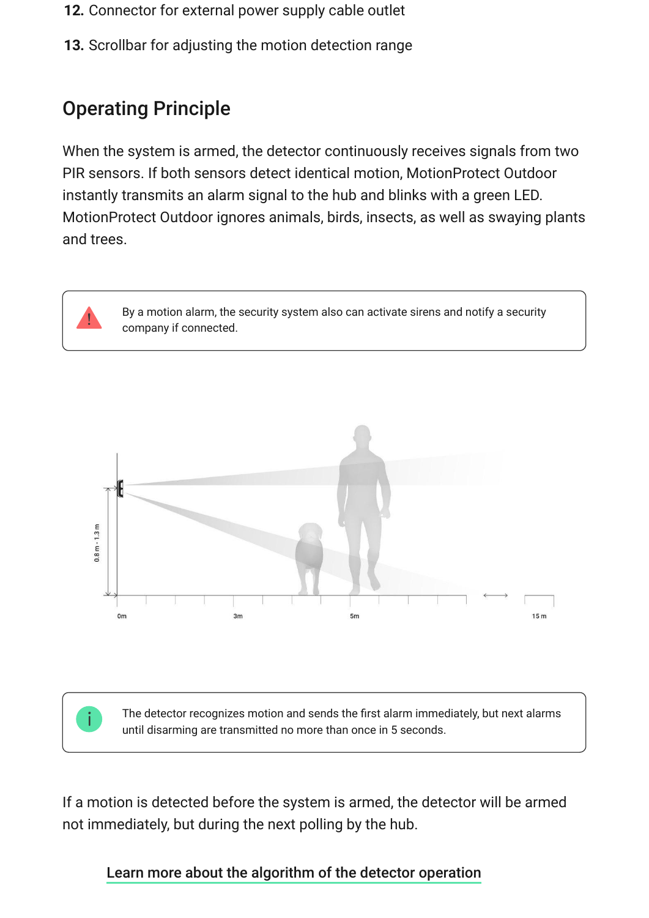**12.** Connector for external power supply cable outlet

**13.** Scrollbar for adjusting the motion detection range

## Operating Principle

When the system is armed, the detector continuously receives signals from two PIR sensors. If both sensors detect identical motion, MotionProtect Outdoor instantly transmits an alarm signal to the hub and blinks with a green LED. MotionProtect Outdoor ignores animals, birds, insects, as well as swaying plants and trees.

> By a motion alarm, the security system also can activate sirens and notify a security company if connected.

> The detector recognizes motion and sends the first alarm immediately, but next alarms until disarming are transmitted no more than once in 5 seconds.

If a motion is detected before the system is armed, the detector will be armed not immediately, but during the next polling by the hub.

Learn more about the algorithm of the detector operation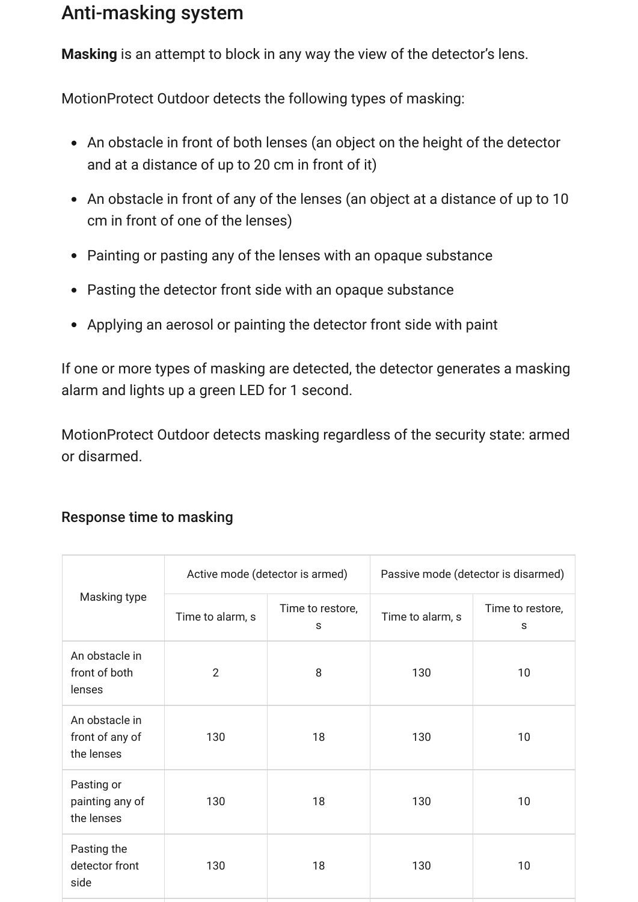## Anti-masking system

**Masking** is an attempt to block in any way the view of the detector's lens.

MotionProtect Outdoor detects the following types of masking:

- An obstacle in front of both lenses (an object on the height of the detector and at a distance of up to 20 cm in front of it)
- An obstacle in front of any of the lenses (an object at a distance of up to 10 cm in front of one of the lenses)
- Painting or pasting any of the lenses with an opaque substance
- Pasting the detector front side with an opaque substance
- Applying an aerosol or painting the detector front side with paint

If one or more types of masking are detected, the detector generates a masking alarm and lights up a green LED for 1 second.

MotionProtect Outdoor detects masking regardless of the security state: armed or disarmed.

### Response time to masking

| Masking type | Active mode (detector is armed) | | Passive mode (detector is disarmed) | |
|---|---|---|---|---|
| | Time to alarm, s | Time to restore, s | Time to alarm, s | Time to restore, s |
| An obstacle in front of both lenses | 2 | 8 | 130 | 10 |
| An obstacle in front of any of the lenses | 130 | 18 | 130 | 10 |
| Pasting or painting any of the lenses | 130 | 18 | 130 | 10 |
| Pasting the detector front side | 130 | 18 | 130 | 10 |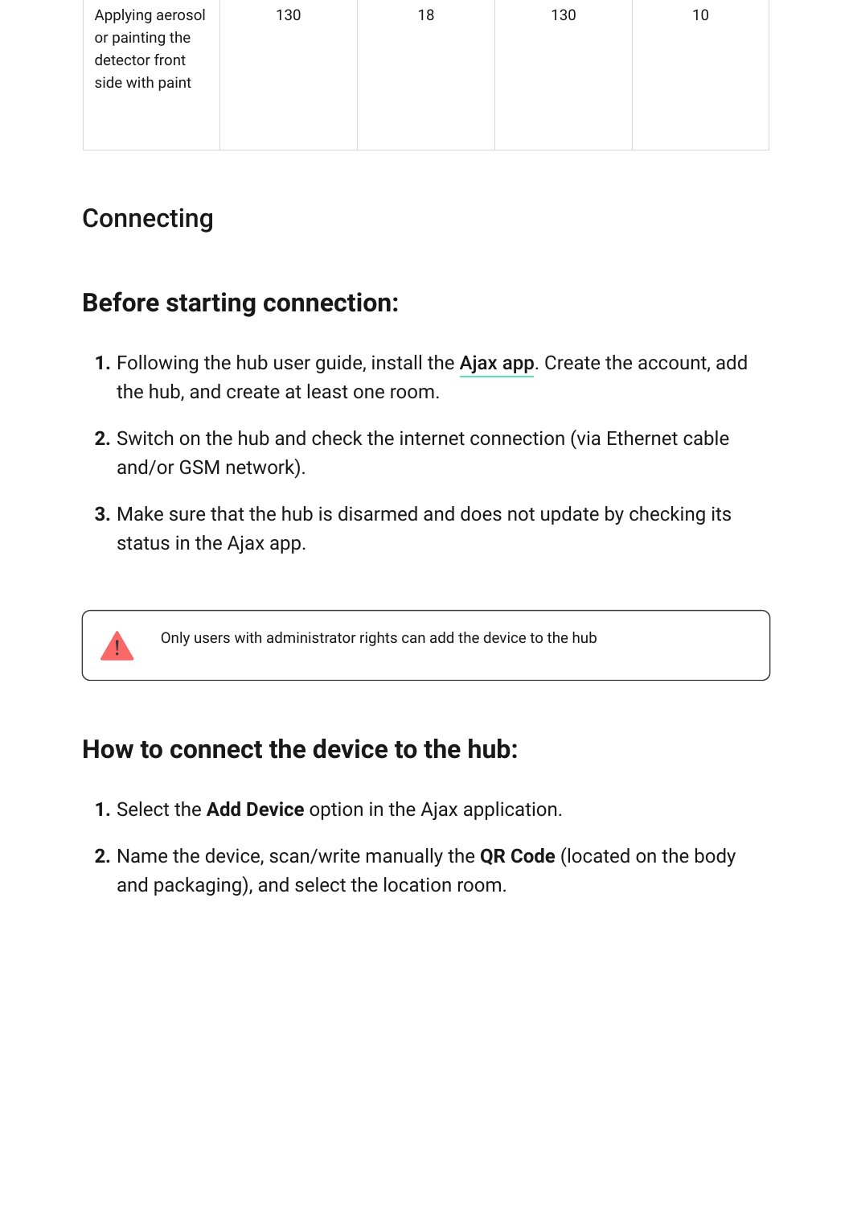| | | | | |
|---|---|---|---|---|
| Applying aerosol or painting the detector front side with paint | 130 | 18 | 130 | 10 |

# Connecting

## Before starting connection:

1. Following the hub user guide, install the **Ajax app**. Create the account, add the hub, and create at least one room.
2. Switch on the hub and check the internet connection (via Ethernet cable and/or GSM network).
3. Make sure that the hub is disarmed and does not update by checking its status in the Ajax app.

> Only users with administrator rights can add the device to the hub

## How to connect the device to the hub:

1. Select the **Add Device** option in the Ajax application.
2. Name the device, scan/write manually the **QR Code** (located on the body and packaging), and select the location room.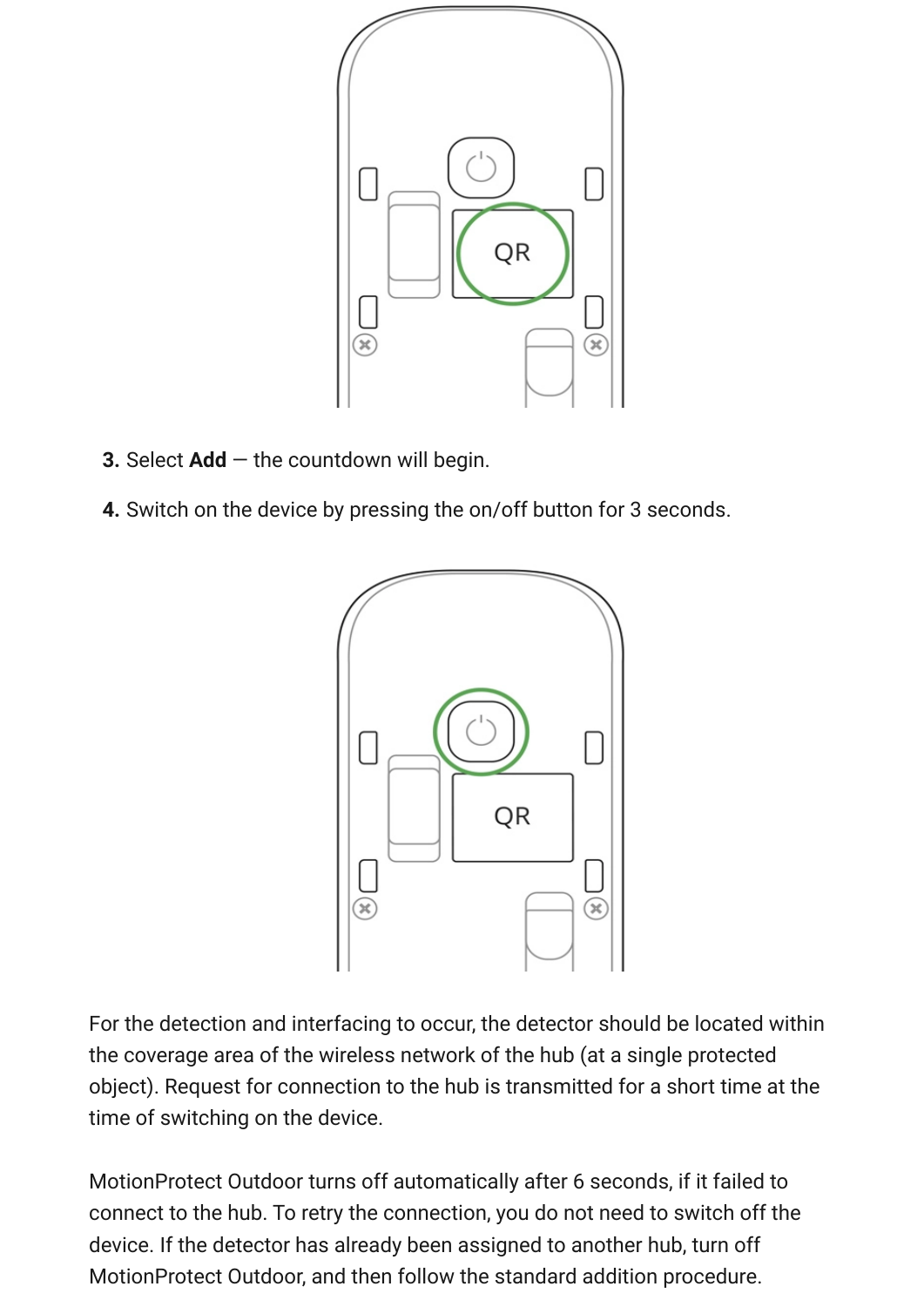3. Select **Add** — the countdown will begin.
4. Switch on the device by pressing the on/off button for 3 seconds.

For the detection and interfacing to occur, the detector should be located within the coverage area of the wireless network of the hub (at a single protected object). Request for connection to the hub is transmitted for a short time at the time of switching on the device.

MotionProtect Outdoor turns off automatically after 6 seconds, if it failed to connect to the hub. To retry the connection, you do not need to switch off the device. If the detector has already been assigned to another hub, turn off MotionProtect Outdoor, and then follow the standard addition procedure.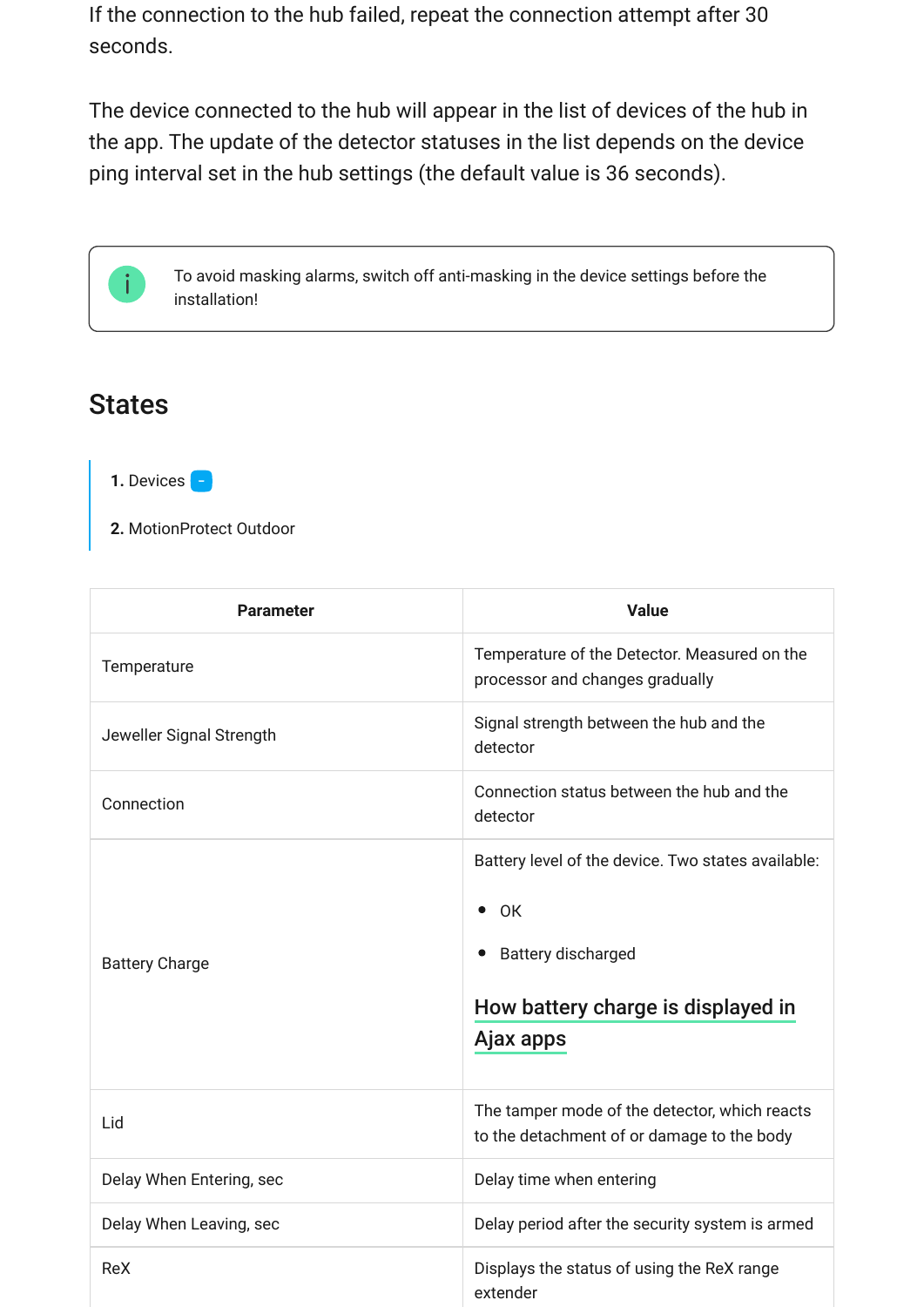If the connection to the hub failed, repeat the connection attempt after 30 seconds.

The device connected to the hub will appear in the list of devices of the hub in the app. The update of the detector statuses in the list depends on the device ping interval set in the hub settings (the default value is 36 seconds).

> To avoid masking alarms, switch off anti-masking in the device settings before the installation!

## States

1. Devices
2. MotionProtect Outdoor

| Parameter | Value |
|---|---|
| Temperature | Temperature of the Detector. Measured on the processor and changes gradually |
| Jeweller Signal Strength | Signal strength between the hub and the detector |
| Connection | Connection status between the hub and the detector |
| Battery Charge | Battery level of the device. Two states available:<br>• OK<br>• Battery discharged<br>How battery charge is displayed in Ajax apps |
| Lid | The tamper mode of the detector, which reacts to the detachment of or damage to the body |
| Delay When Entering, sec | Delay time when entering |
| Delay When Leaving, sec | Delay period after the security system is armed |
| ReX | Displays the status of using the ReX range extender |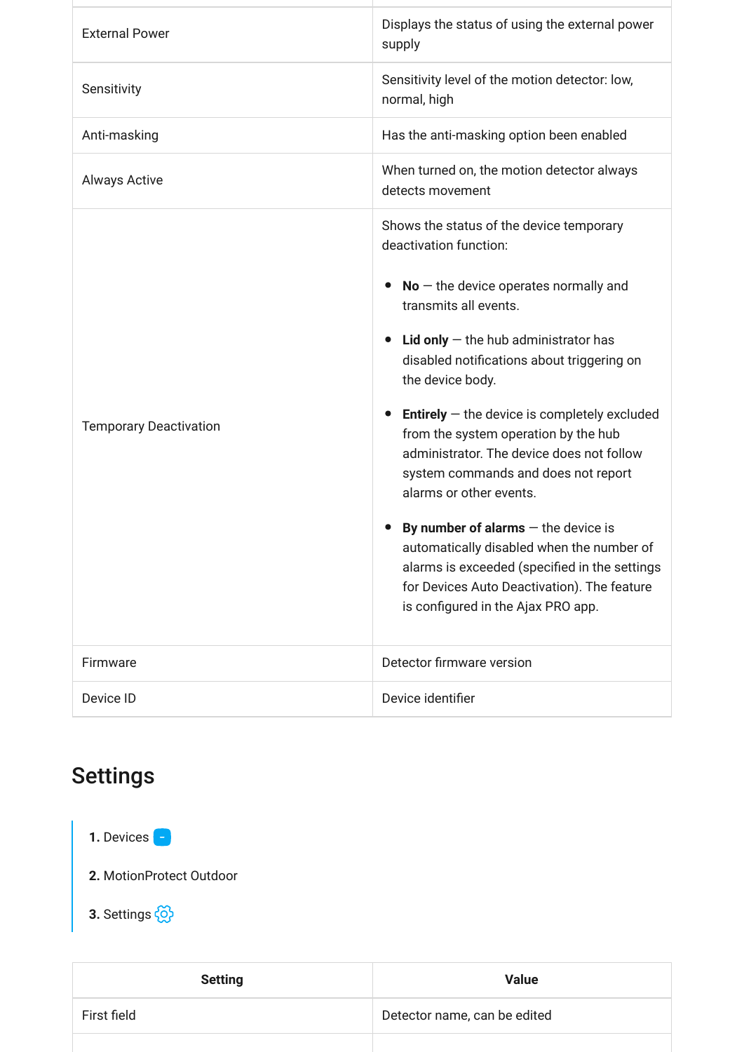| | |
|---|---|
| External Power | Displays the status of using the external power supply |
| Sensitivity | Sensitivity level of the motion detector: low, normal, high |
| Anti-masking | Has the anti-masking option been enabled |
| Always Active | When turned on, the motion detector always detects movement |
| Temporary Deactivation | Shows the status of the device temporary deactivation function:<br><br>• **No** — the device operates normally and transmits all events.<br>• **Lid only** — the hub administrator has disabled notifications about triggering on the device body.<br>• **Entirely** — the device is completely excluded from the system operation by the hub administrator. The device does not follow system commands and does not report alarms or other events.<br>• **By number of alarms** — the device is automatically disabled when the number of alarms is exceeded (specified in the settings for Devices Auto Deactivation). The feature is configured in the Ajax PRO app. |
| Firmware | Detector firmware version |
| Device ID | Device identifier |

## Settings

1. Devices
2. MotionProtect Outdoor
3. Settings

| Setting | Value |
|---|---|
| First field | Detector name, can be edited |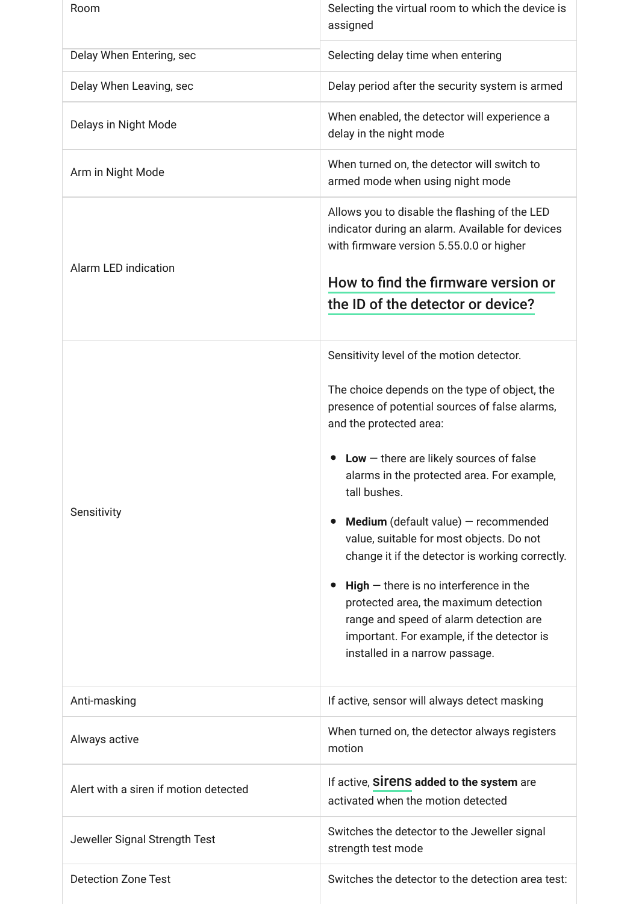| | |
|---|---|
| Room | Selecting the virtual room to which the device is assigned |
| Delay When Entering, sec | Selecting delay time when entering |
| Delay When Leaving, sec | Delay period after the security system is armed |
| Delays in Night Mode | When enabled, the detector will experience a delay in the night mode |
| Arm in Night Mode | When turned on, the detector will switch to armed mode when using night mode |
| Alarm LED indication | Allows you to disable the flashing of the LED indicator during an alarm. Available for devices with firmware version 5.55.0.0 or higher<br><br>**How to find the firmware version or the ID of the detector or device?** |
| Sensitivity | Sensitivity level of the motion detector.<br><br>The choice depends on the type of object, the presence of potential sources of false alarms, and the protected area:<br><br>• **Low** — there are likely sources of false alarms in the protected area. For example, tall bushes.<br><br>• **Medium** (default value) — recommended value, suitable for most objects. Do not change it if the detector is working correctly.<br><br>• **High** — there is no interference in the protected area, the maximum detection range and speed of alarm detection are important. For example, if the detector is installed in a narrow passage. |
| Anti-masking | If active, sensor will always detect masking |
| Always active | When turned on, the detector always registers motion |
| Alert with a siren if motion detected | If active, **sirens added to the system** are activated when the motion detected |
| Jeweller Signal Strength Test | Switches the detector to the Jeweller signal strength test mode |
| Detection Zone Test | Switches the detector to the detection area test: |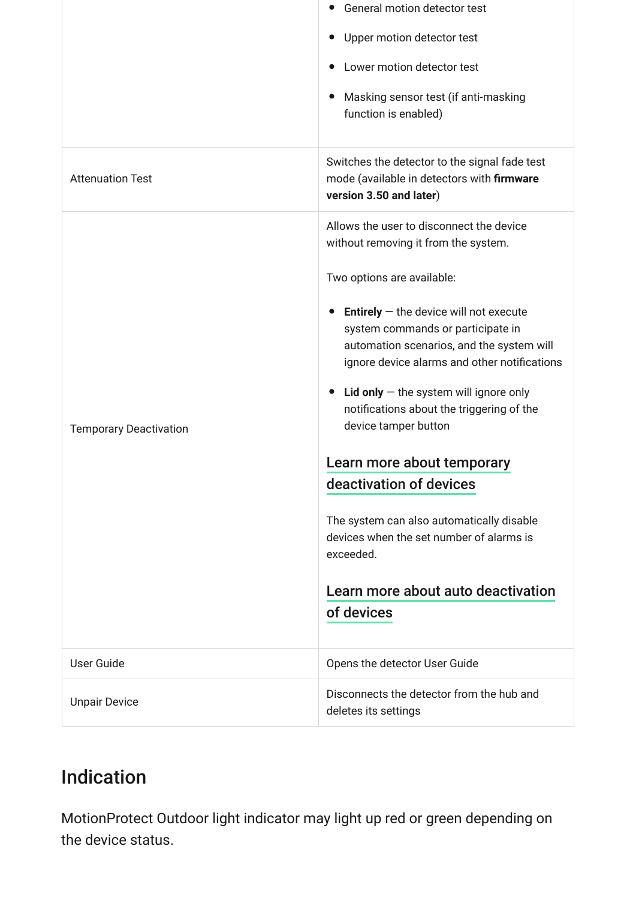| | |
|---|---|
| | • General motion detector test<br>• Upper motion detector test<br>• Lower motion detector test<br>• Masking sensor test (if anti-masking function is enabled) |
| Attenuation Test | Switches the detector to the signal fade test mode (available in detectors with **firmware version 3.50 and later**) |
| Temporary Deactivation | Allows the user to disconnect the device without removing it from the system.<br><br>Two options are available:<br><br>• **Entirely** — the device will not execute system commands or participate in automation scenarios, and the system will ignore device alarms and other notifications<br>• **Lid only** — the system will ignore only notifications about the triggering of the device tamper button<br><br>Learn more about temporary deactivation of devices<br><br>The system can also automatically disable devices when the set number of alarms is exceeded.<br><br>Learn more about auto deactivation of devices |
| User Guide | Opens the detector User Guide |
| Unpair Device | Disconnects the detector from the hub and deletes its settings |

## Indication

MotionProtect Outdoor light indicator may light up red or green depending on the device status.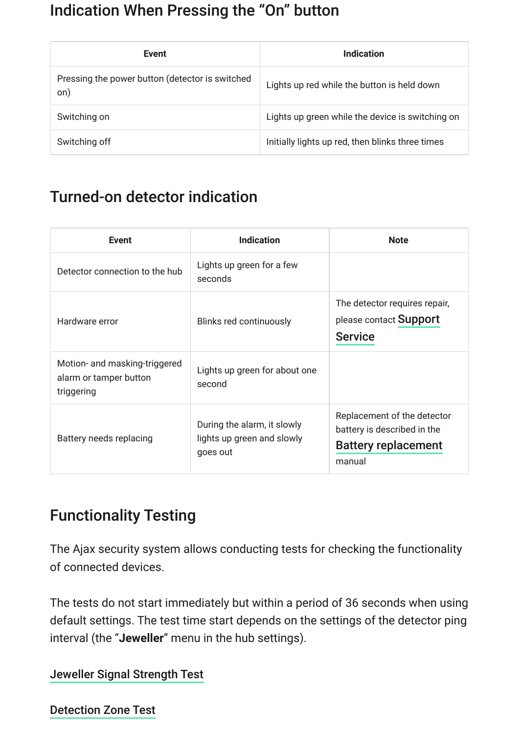## Indication When Pressing the “On” button

| Event | Indication |
|---|---|
| Pressing the power button (detector is switched on) | Lights up red while the button is held down |
| Switching on | Lights up green while the device is switching on |
| Switching off | Initially lights up red, then blinks three times |

## Turned-on detector indication

| Event | Indication | Note |
|---|---|---|
| Detector connection to the hub | Lights up green for a few seconds | |
| Hardware error | Blinks red continuously | The detector requires repair, please contact Support Service |
| Motion- and masking-triggered alarm or tamper button triggering | Lights up green for about one second | |
| Battery needs replacing | During the alarm, it slowly lights up green and slowly goes out | Replacement of the detector battery is described in the Battery replacement manual |

## Functionality Testing

The Ajax security system allows conducting tests for checking the functionality of connected devices.

The tests do not start immediately but within a period of 36 seconds when using default settings. The test time start depends on the settings of the detector ping interval (the “**Jeweller**” menu in the hub settings).

Jeweller Signal Strength Test

Detection Zone Test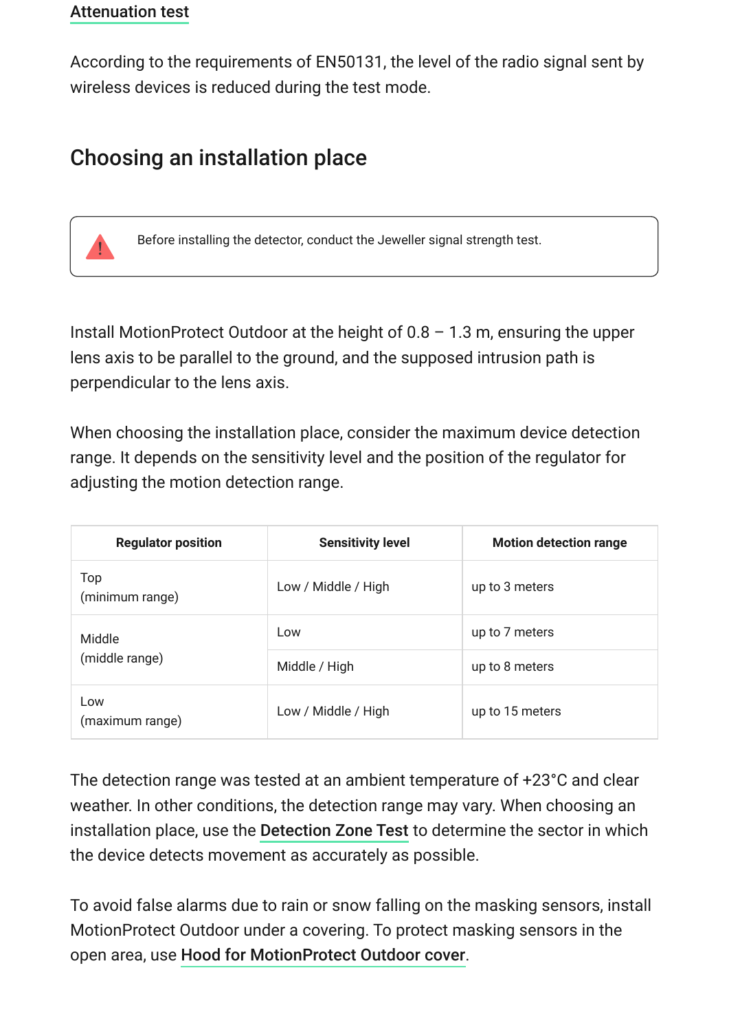### Attenuation test

According to the requirements of EN50131, the level of the radio signal sent by wireless devices is reduced during the test mode.

## Choosing an installation place

> Before installing the detector, conduct the Jeweller signal strength test.

Install MotionProtect Outdoor at the height of 0.8 – 1.3 m, ensuring the upper lens axis to be parallel to the ground, and the supposed intrusion path is perpendicular to the lens axis.

When choosing the installation place, consider the maximum device detection range. It depends on the sensitivity level and the position of the regulator for adjusting the motion detection range.

| Regulator position | Sensitivity level | Motion detection range |
|---|---|---|
| Top (minimum range) | Low / Middle / High | up to 3 meters |
| Middle (middle range) | Low | up to 7 meters |
| | Middle / High | up to 8 meters |
| Low (maximum range) | Low / Middle / High | up to 15 meters |

The detection range was tested at an ambient temperature of +23°C and clear weather. In other conditions, the detection range may vary. When choosing an installation place, use the **Detection Zone Test** to determine the sector in which the device detects movement as accurately as possible.

To avoid false alarms due to rain or snow falling on the masking sensors, install MotionProtect Outdoor under a covering. To protect masking sensors in the open area, use **Hood for MotionProtect Outdoor cover**.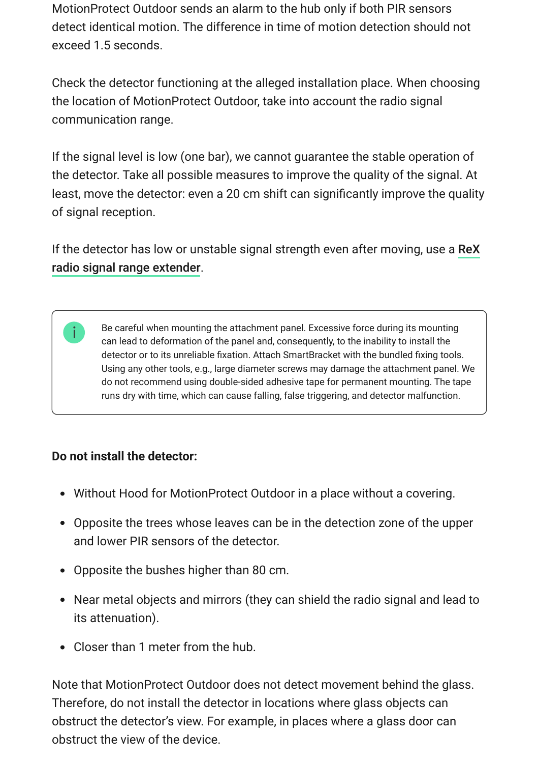MotionProtect Outdoor sends an alarm to the hub only if both PIR sensors detect identical motion. The difference in time of motion detection should not exceed 1.5 seconds.

Check the detector functioning at the alleged installation place. When choosing the location of MotionProtect Outdoor, take into account the radio signal communication range.

If the signal level is low (one bar), we cannot guarantee the stable operation of the detector. Take all possible measures to improve the quality of the signal. At least, move the detector: even a 20 cm shift can significantly improve the quality of signal reception.

If the detector has low or unstable signal strength even after moving, use a **ReX radio signal range extender**.

> Be careful when mounting the attachment panel. Excessive force during its mounting can lead to deformation of the panel and, consequently, to the inability to install the detector or to its unreliable fixation. Attach SmartBracket with the bundled fixing tools. Using any other tools, e.g., large diameter screws may damage the attachment panel. We do not recommend using double-sided adhesive tape for permanent mounting. The tape runs dry with time, which can cause falling, false triggering, and detector malfunction.

**Do not install the detector:**

- Without Hood for MotionProtect Outdoor in a place without a covering.
- Opposite the trees whose leaves can be in the detection zone of the upper and lower PIR sensors of the detector.
- Opposite the bushes higher than 80 cm.
- Near metal objects and mirrors (they can shield the radio signal and lead to its attenuation).
- Closer than 1 meter from the hub.

Note that MotionProtect Outdoor does not detect movement behind the glass. Therefore, do not install the detector in locations where glass objects can obstruct the detector's view. For example, in places where a glass door can obstruct the view of the device.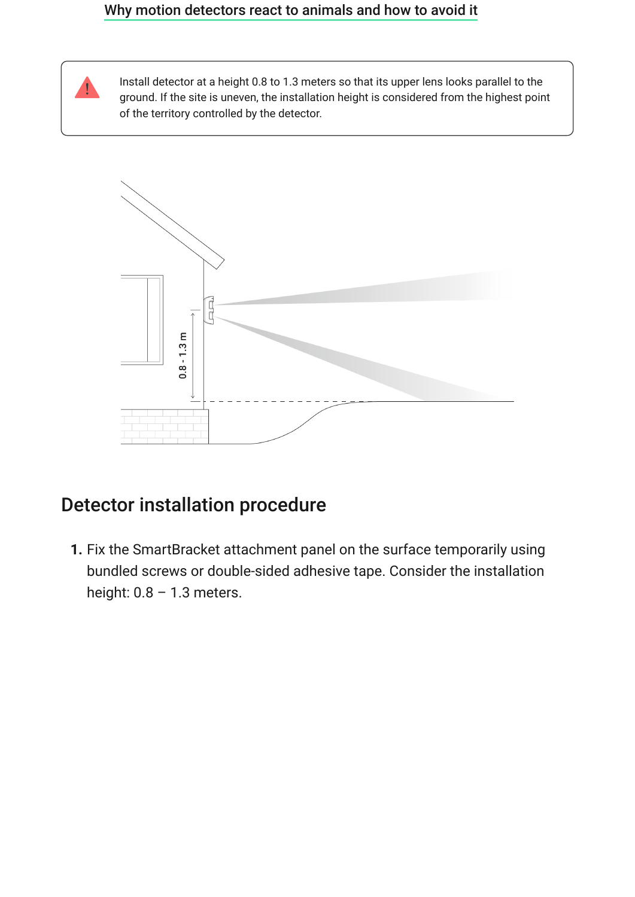[Why motion detectors react to animals and how to avoid it]

> Install detector at a height 0.8 to 1.3 meters so that its upper lens looks parallel to the ground. If the site is uneven, the installation height is considered from the highest point of the territory controlled by the detector.

## Detector installation procedure

1. Fix the SmartBracket attachment panel on the surface temporarily using bundled screws or double-sided adhesive tape. Consider the installation height: 0.8 – 1.3 meters.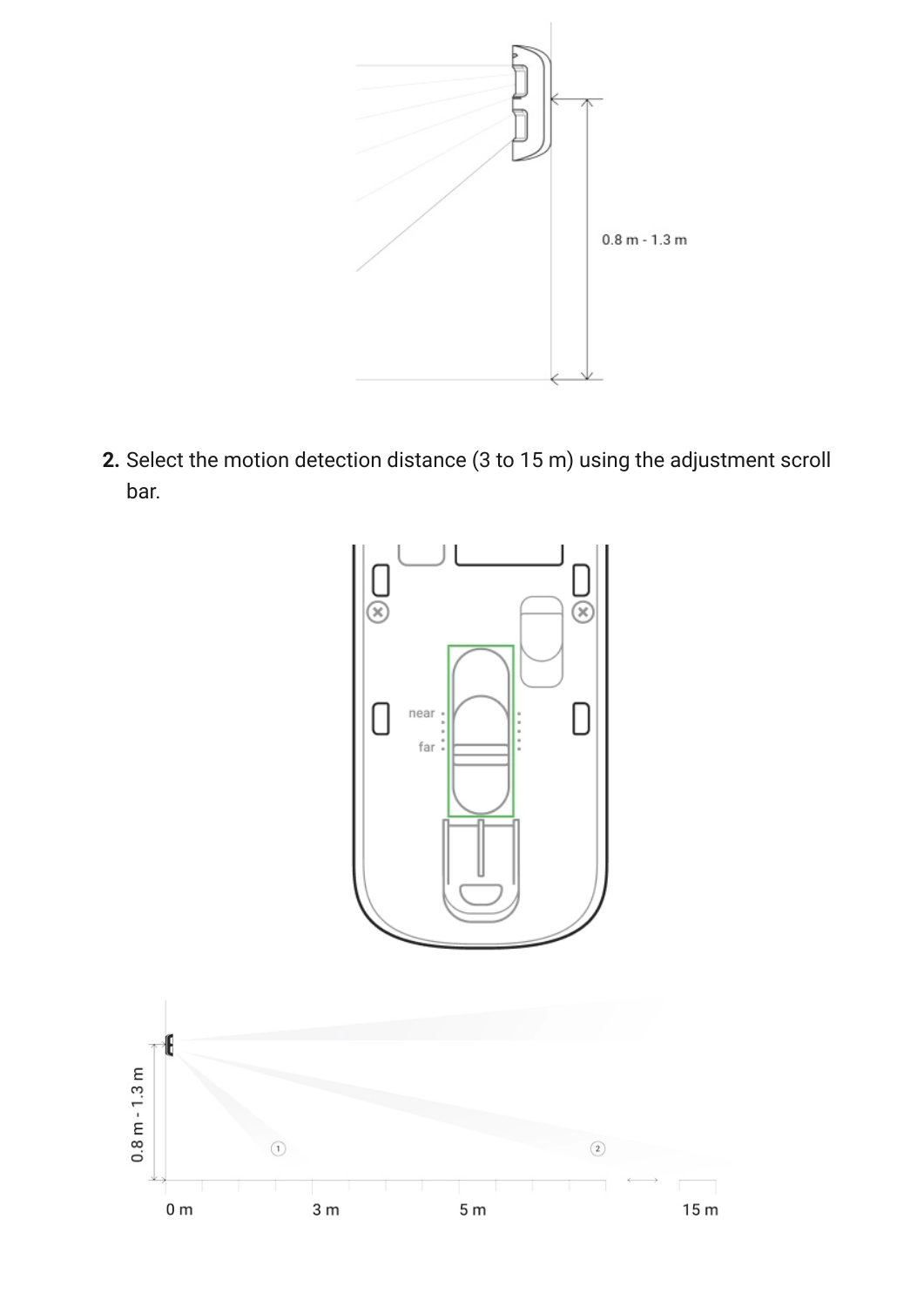2. Select the motion detection distance (3 to 15 m) using the adjustment scroll bar.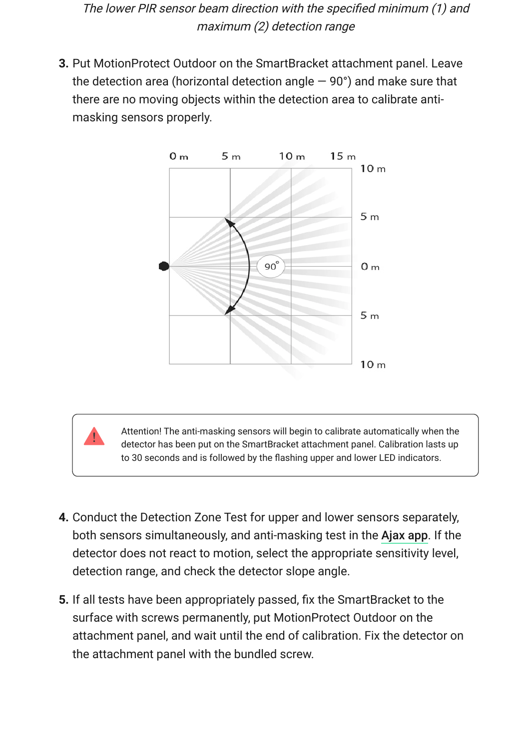*The lower PIR sensor beam direction with the specified minimum (1) and maximum (2) detection range*

3. Put MotionProtect Outdoor on the SmartBracket attachment panel. Leave the detection area (horizontal detection angle — 90°) and make sure that there are no moving objects within the detection area to calibrate anti-masking sensors properly.

> Attention! The anti-masking sensors will begin to calibrate automatically when the detector has been put on the SmartBracket attachment panel. Calibration lasts up to 30 seconds and is followed by the flashing upper and lower LED indicators.

4. Conduct the Detection Zone Test for upper and lower sensors separately, both sensors simultaneously, and anti-masking test in the Ajax app. If the detector does not react to motion, select the appropriate sensitivity level, detection range, and check the detector slope angle.

5. If all tests have been appropriately passed, fix the SmartBracket to the surface with screws permanently, put MotionProtect Outdoor on the attachment panel, and wait until the end of calibration. Fix the detector on the attachment panel with the bundled screw.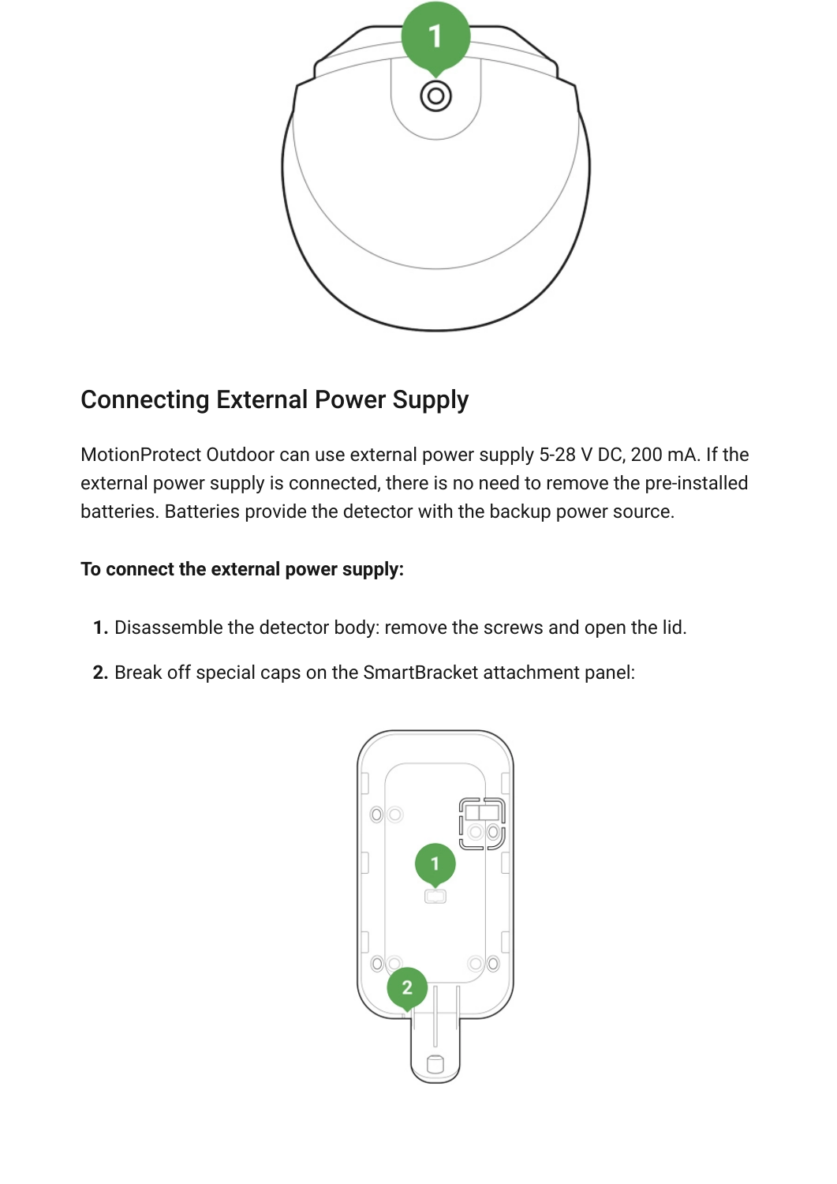## Connecting External Power Supply

MotionProtect Outdoor can use external power supply 5-28 V DC, 200 mA. If the external power supply is connected, there is no need to remove the pre-installed batteries. Batteries provide the detector with the backup power source.

**To connect the external power supply:**

1. Disassemble the detector body: remove the screws and open the lid.
2. Break off special caps on the SmartBracket attachment panel: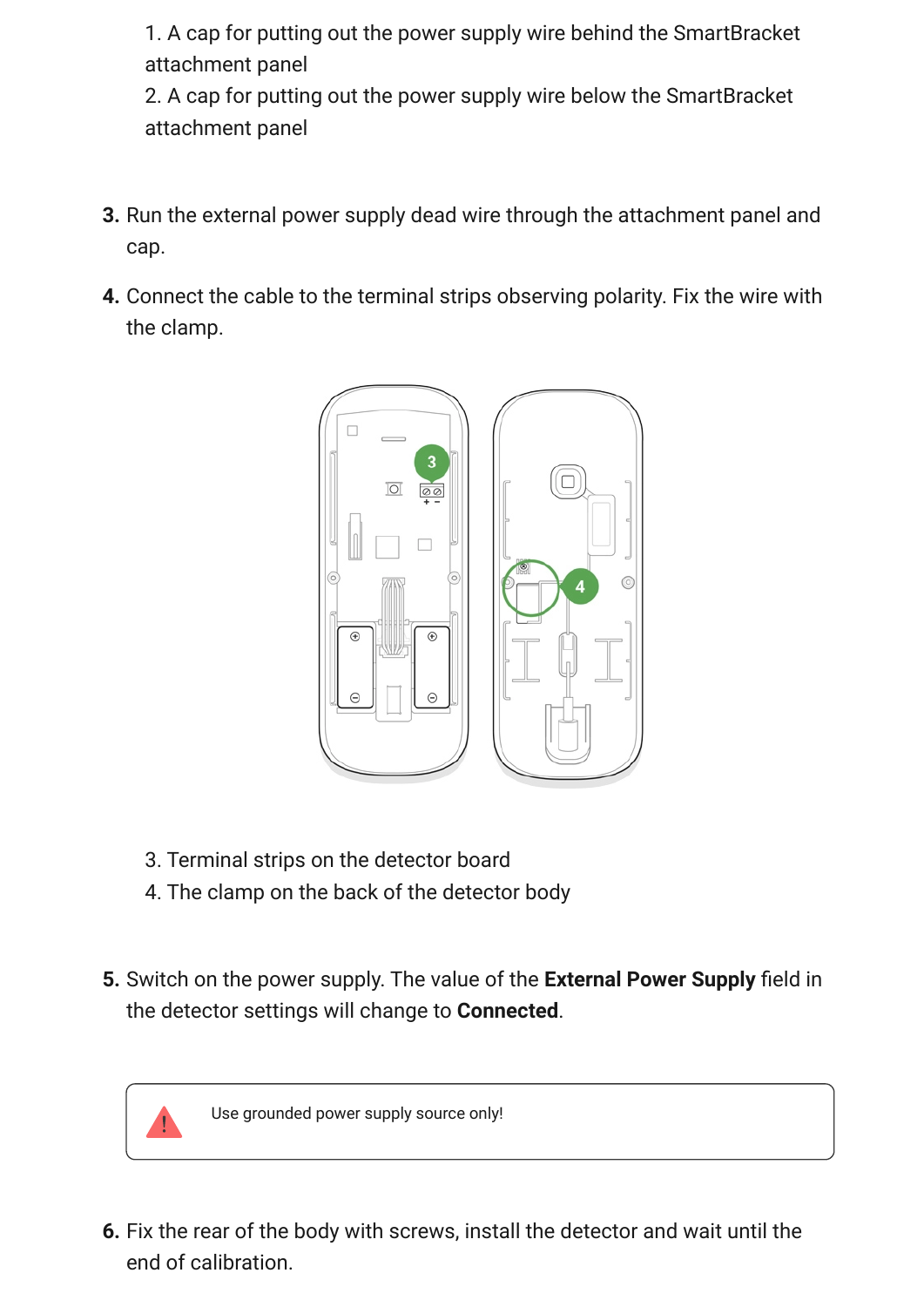1. A cap for putting out the power supply wire behind the SmartBracket attachment panel
2. A cap for putting out the power supply wire below the SmartBracket attachment panel

3. Run the external power supply dead wire through the attachment panel and cap.

4. Connect the cable to the terminal strips observing polarity. Fix the wire with the clamp.

3. Terminal strips on the detector board
4. The clamp on the back of the detector body

5. Switch on the power supply. The value of the **External Power Supply** field in the detector settings will change to **Connected**.

> Use grounded power supply source only!

6. Fix the rear of the body with screws, install the detector and wait until the end of calibration.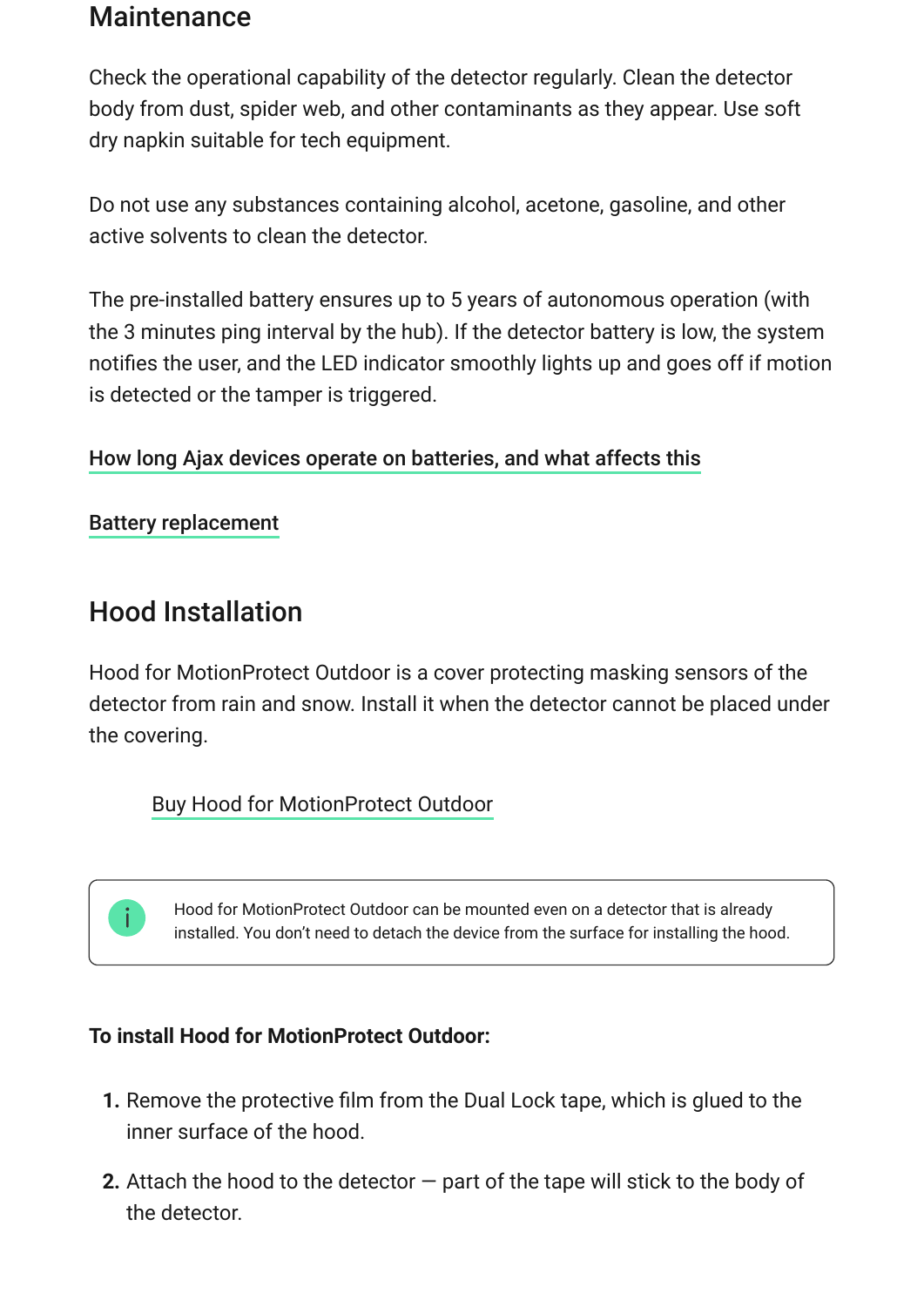## Maintenance

Check the operational capability of the detector regularly. Clean the detector body from dust, spider web, and other contaminants as they appear. Use soft dry napkin suitable for tech equipment.

Do not use any substances containing alcohol, acetone, gasoline, and other active solvents to clean the detector.

The pre-installed battery ensures up to 5 years of autonomous operation (with the 3 minutes ping interval by the hub). If the detector battery is low, the system notifies the user, and the LED indicator smoothly lights up and goes off if motion is detected or the tamper is triggered.

**How long Ajax devices operate on batteries, and what affects this**

**Battery replacement**

## Hood Installation

Hood for MotionProtect Outdoor is a cover protecting masking sensors of the detector from rain and snow. Install it when the detector cannot be placed under the covering.

Buy Hood for MotionProtect Outdoor

> Hood for MotionProtect Outdoor can be mounted even on a detector that is already installed. You don't need to detach the device from the surface for installing the hood.

**To install Hood for MotionProtect Outdoor:**

1. Remove the protective film from the Dual Lock tape, which is glued to the inner surface of the hood.
2. Attach the hood to the detector — part of the tape will stick to the body of the detector.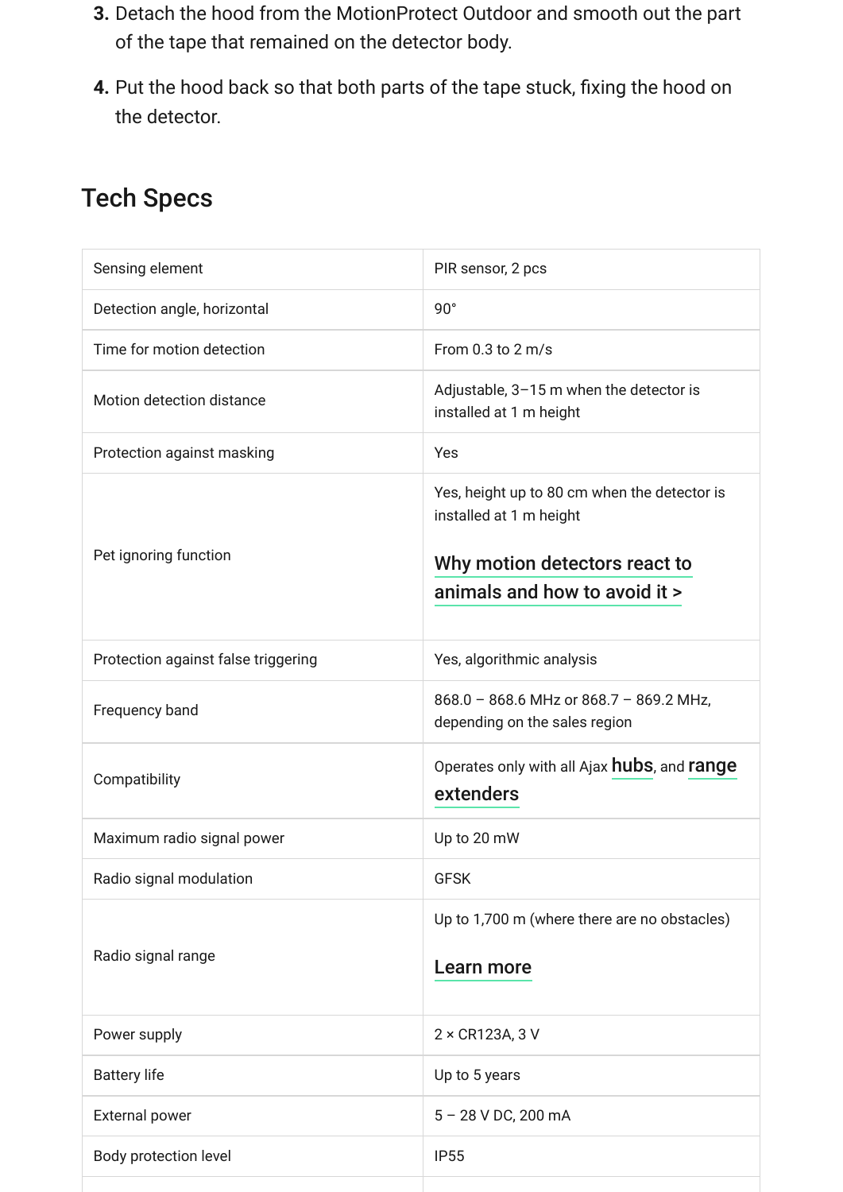3. Detach the hood from the MotionProtect Outdoor and smooth out the part of the tape that remained on the detector body.
4. Put the hood back so that both parts of the tape stuck, fixing the hood on the detector.

## Tech Specs

| | |
|---|---|
| Sensing element | PIR sensor, 2 pcs |
| Detection angle, horizontal | 90° |
| Time for motion detection | From 0.3 to 2 m/s |
| Motion detection distance | Adjustable, 3–15 m when the detector is installed at 1 m height |
| Protection against masking | Yes |
| Pet ignoring function | Yes, height up to 80 cm when the detector is installed at 1 m height<br><br>**Why motion detectors react to animals and how to avoid it >** |
| Protection against false triggering | Yes, algorithmic analysis |
| Frequency band | 868.0 – 868.6 MHz or 868.7 – 869.2 MHz, depending on the sales region |
| Compatibility | Operates only with all Ajax **hubs**, and **range extenders** |
| Maximum radio signal power | Up to 20 mW |
| Radio signal modulation | GFSK |
| Radio signal range | Up to 1,700 m (where there are no obstacles)<br><br>**Learn more** |
| Power supply | 2 × CR123A, 3 V |
| Battery life | Up to 5 years |
| External power | 5 – 28 V DC, 200 mA |
| Body protection level | IP55 |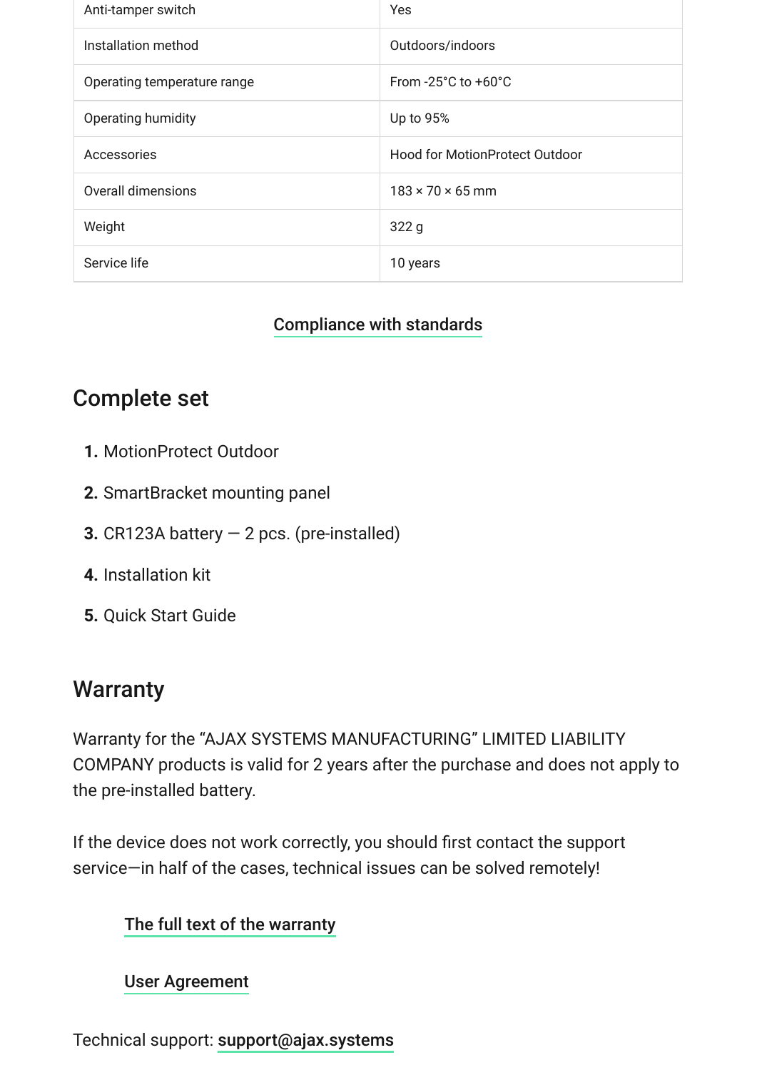| | |
|---|---|
| Anti-tamper switch | Yes |
| Installation method | Outdoors/indoors |
| Operating temperature range | From -25°C to +60°C |
| Operating humidity | Up to 95% |
| Accessories | Hood for MotionProtect Outdoor |
| Overall dimensions | 183 × 70 × 65 mm |
| Weight | 322 g |
| Service life | 10 years |

Compliance with standards

## Complete set

1. MotionProtect Outdoor
2. SmartBracket mounting panel
3. CR123A battery — 2 pcs. (pre-installed)
4. Installation kit
5. Quick Start Guide

## Warranty

Warranty for the “AJAX SYSTEMS MANUFACTURING” LIMITED LIABILITY COMPANY products is valid for 2 years after the purchase and does not apply to the pre-installed battery.

If the device does not work correctly, you should first contact the support service—in half of the cases, technical issues can be solved remotely!

The full text of the warranty

User Agreement

Technical support: support@ajax.systems